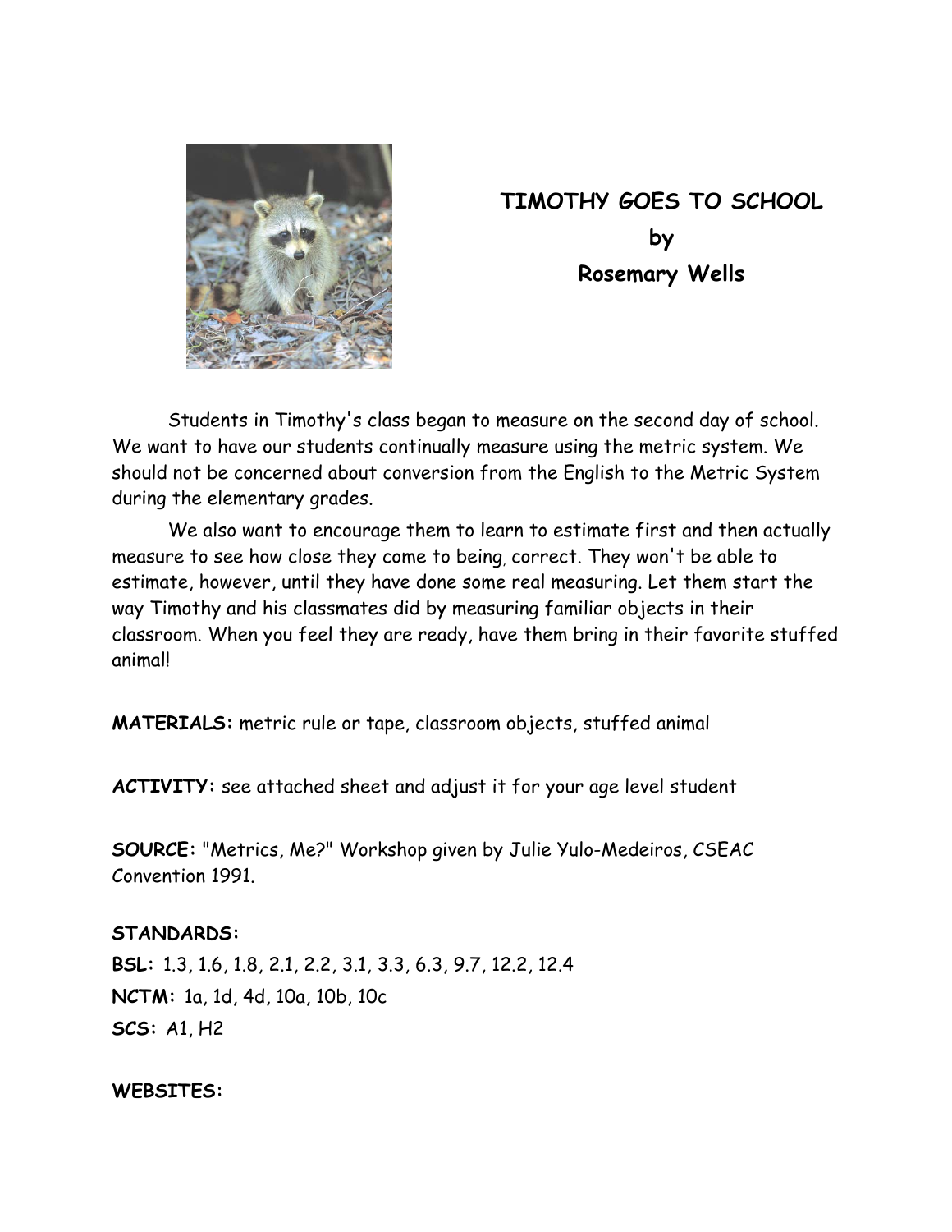# TIMOTHY GOES TO SCHOOL
## by
## Rosemary Wells

Students in Timothy's class began to measure on the second day of school. We want to have our students continually measure using the metric system. We should not be concerned about conversion from the English to the Metric System during the elementary grades.

We also want to encourage them to learn to estimate first and then actually measure to see how close they come to being, correct. They won't be able to estimate, however, until they have done some real measuring. Let them start the way Timothy and his classmates did by measuring familiar objects in their classroom. When you feel they are ready, have them bring in their favorite stuffed animal!

**MATERIALS:** metric rule or tape, classroom objects, stuffed animal

**ACTIVITY:** see attached sheet and adjust it for your age level student

**SOURCE:** "Metrics, Me?" Workshop given by Julie Yulo-Medeiros, CSEAC Convention 1991.

**STANDARDS:**
**BSL:** 1.3, 1.6, 1.8, 2.1, 2.2, 3.1, 3.3, 6.3, 9.7, 12.2, 12.4
**NCTM:** 1a, 1d, 4d, 10a, 10b, 10c
**SCS:** A1, H2

**WEBSITES:**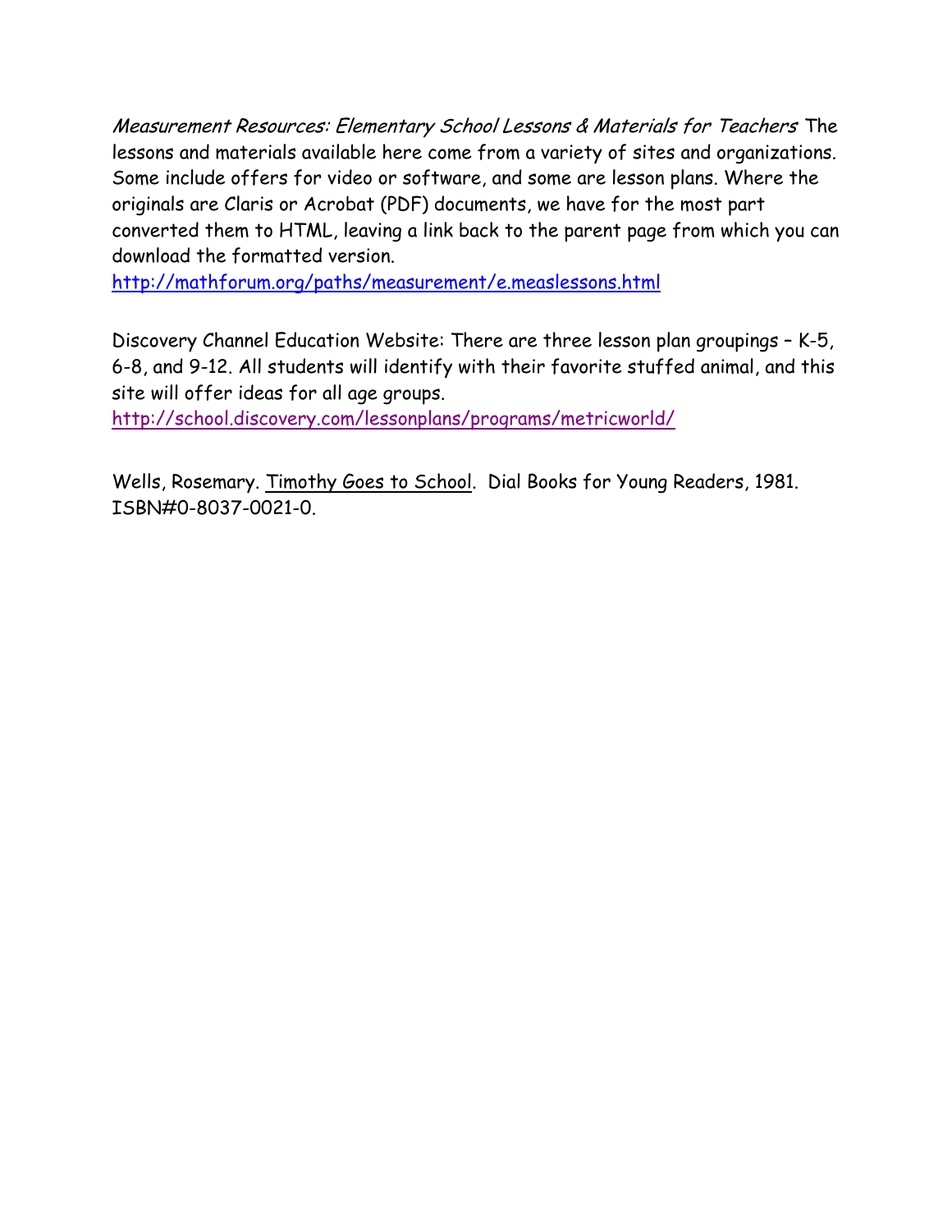*Measurement Resources: Elementary School Lessons & Materials for Teachers* The lessons and materials available here come from a variety of sites and organizations. Some include offers for video or software, and some are lesson plans. Where the originals are Claris or Acrobat (PDF) documents, we have for the most part converted them to HTML, leaving a link back to the parent page from which you can download the formatted version.
http://mathforum.org/paths/measurement/e.measlessons.html

Discovery Channel Education Website: There are three lesson plan groupings – K-5, 6-8, and 9-12. All students will identify with their favorite stuffed animal, and this site will offer ideas for all age groups.
http://school.discovery.com/lessonplans/programs/metricworld/

Wells, Rosemary. Timothy Goes to School. Dial Books for Young Readers, 1981. ISBN#0-8037-0021-0.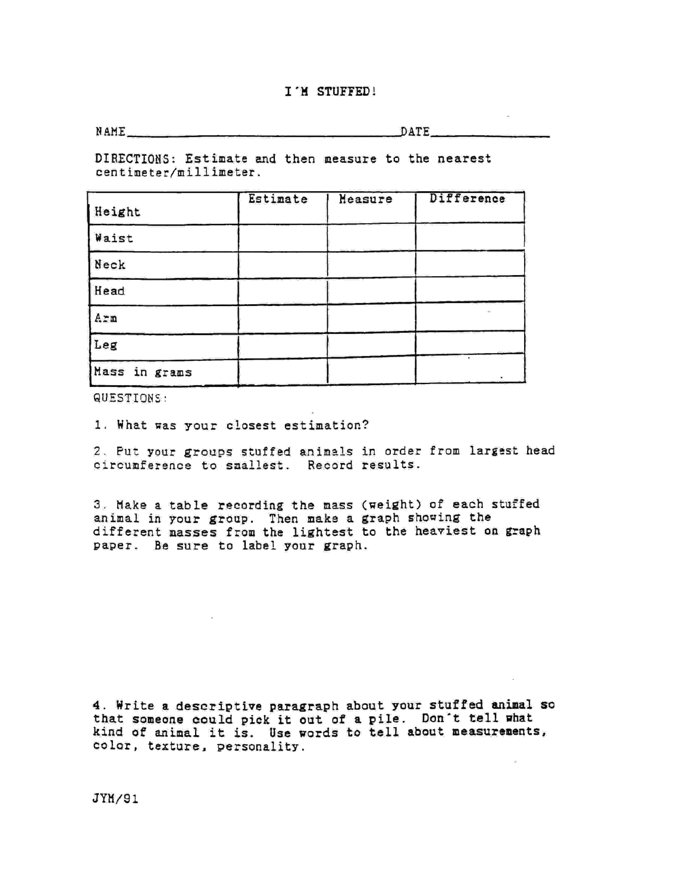# I'M STUFFED!

NAME_______________________________________DATE________________

DIRECTIONS: Estimate and then measure to the nearest centimeter/millimeter.

| Height | Estimate | Measure | Difference |
|---|---|---|---|
| Waist | | | |
| Neck | | | |
| Head | | | |
| Arm | | | |
| Leg | | | |
| Mass in grams | | | |

QUESTIONS:

1. What was your closest estimation?

2. Put your groups stuffed animals in order from largest head circumference to smallest. Record results.

3. Make a table recording the mass (weight) of each stuffed animal in your group. Then make a graph showing the different masses from the lightest to the heaviest on graph paper. Be sure to label your graph.

4. Write a descriptive paragraph about your stuffed animal so that someone could pick it out of a pile. Don't tell what kind of animal it is. Use words to tell about measurements, color, texture, personality.

JYM/91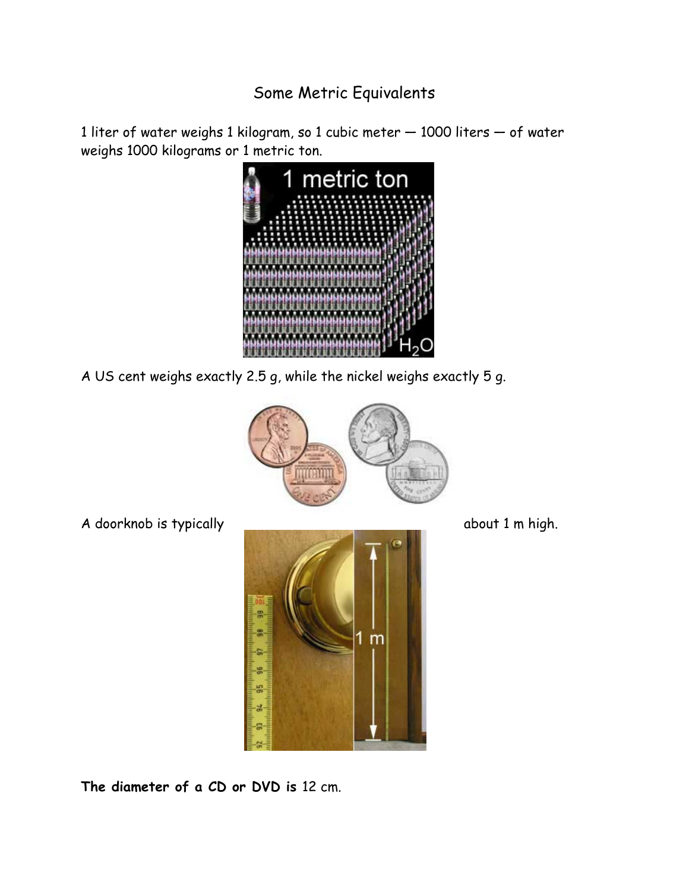# Some Metric Equivalents

1 liter of water weighs 1 kilogram, so 1 cubic meter — 1000 liters — of water weighs 1000 kilograms or 1 metric ton.

A US cent weighs exactly 2.5 g, while the nickel weighs exactly 5 g.

A doorknob is typically about 1 m high.

**The diameter of a CD or DVD is** 12 cm.